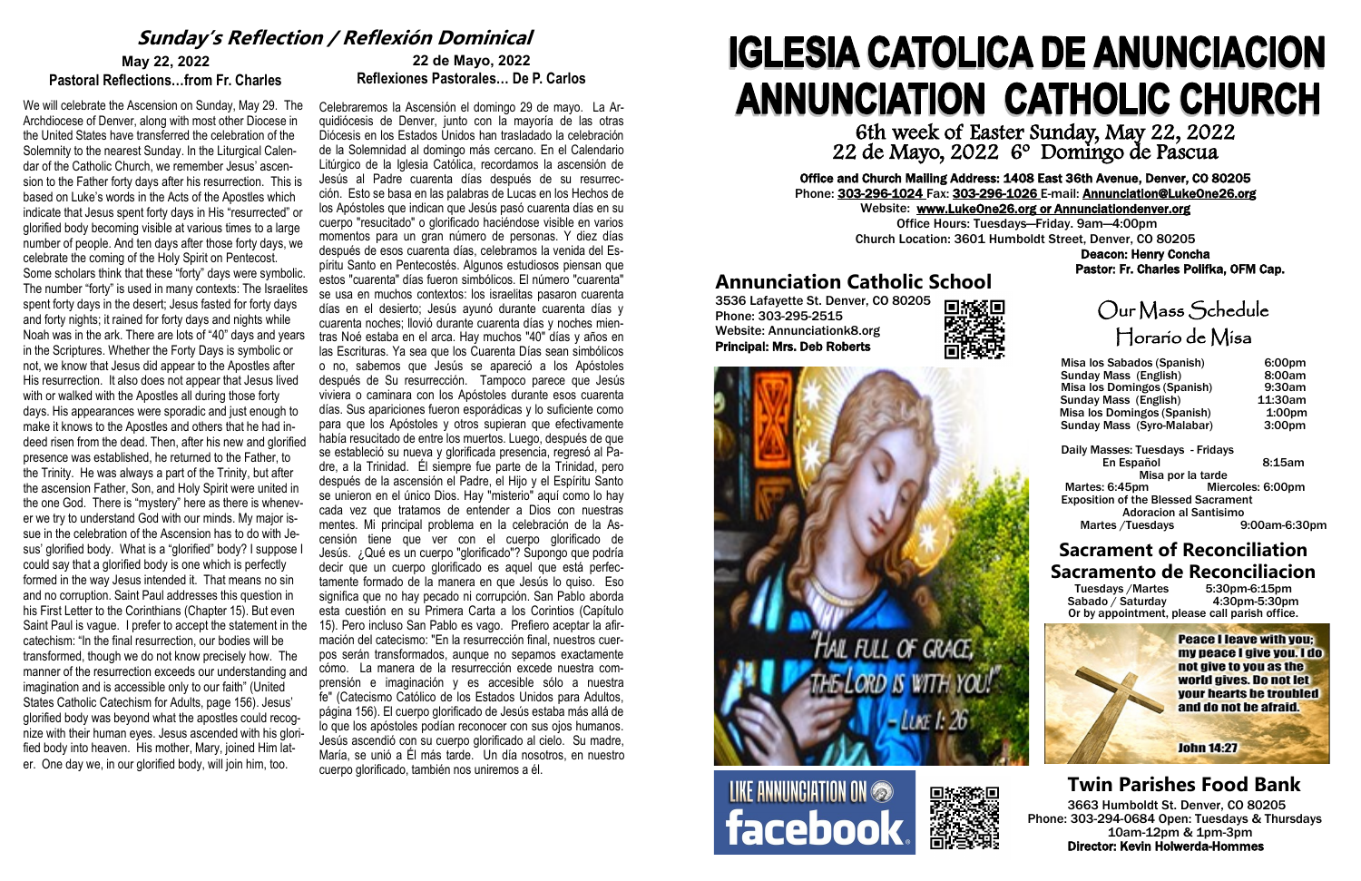# Sunday's Reflection / Reflexión Dominical

## May 22, 2022
### Pastoral Reflections…from Fr. Charles

We will celebrate the Ascension on Sunday, May 29. The Archdiocese of Denver, along with most other Diocese in the United States have transferred the celebration of the Solemnity to the nearest Sunday. In the Liturgical Calendar of the Catholic Church, we remember Jesus' ascension to the Father forty days after his resurrection. This is based on Luke's words in the Acts of the Apostles which indicate that Jesus spent forty days in His "resurrected" or glorified body becoming visible at various times to a large number of people. And ten days after those forty days, we celebrate the coming of the Holy Spirit on Pentecost. Some scholars think that these "forty" days were symbolic. The number "forty" is used in many contexts: The Israelites spent forty days in the desert; Jesus fasted for forty days and forty nights; it rained for forty days and nights while Noah was in the ark. There are lots of "40" days and years in the Scriptures. Whether the Forty Days is symbolic or not, we know that Jesus did appear to the Apostles after His resurrection. It also does not appear that Jesus lived with or walked with the Apostles all during those forty days. His appearances were sporadic and just enough to make it knows to the Apostles and others that he had indeed risen from the dead. Then, after his new and glorified presence was established, he returned to the Father, to the Trinity. He was always a part of the Trinity, but after the ascension Father, Son, and Holy Spirit were united in the one God. There is "mystery" here as there is whenever we try to understand God with our minds. My major issue in the celebration of the Ascension has to do with Jesus' glorified body. What is a "glorified" body? I suppose I could say that a glorified body is one which is perfectly formed in the way Jesus intended it. That means no sin and no corruption. Saint Paul addresses this question in his First Letter to the Corinthians (Chapter 15). But even Saint Paul is vague. I prefer to accept the statement in the catechism: "In the final resurrection, our bodies will be transformed, though we do not know precisely how. The manner of the resurrection exceeds our understanding and imagination and is accessible only to our faith" (United States Catholic Catechism for Adults, page 156). Jesus' glorified body was beyond what the apostles could recognize with their human eyes. Jesus ascended with his glorified body into heaven. His mother, Mary, joined Him later. One day we, in our glorified body, will join him, too.

## 22 de Mayo, 2022
### Reflexiones Pastorales… De P. Carlos

Celebraremos la Ascensión el domingo 29 de mayo. La Arquidiócesis de Denver, junto con la mayoría de las otras Diócesis en los Estados Unidos han trasladado la celebración de la Solemnidad al domingo más cercano. En el Calendario Litúrgico de la Iglesia Católica, recordamos la ascensión de Jesús al Padre cuarenta días después de su resurrección. Esto se basa en las palabras de Lucas en los Hechos de los Apóstoles que indican que Jesús pasó cuarenta días en su cuerpo "resucitado" o glorificado haciéndose visible en varios momentos para un gran número de personas. Y diez días después de esos cuarenta días, celebramos la venida del Espíritu Santo en Pentecostés. Algunos estudiosos piensan que estos "cuarenta" días fueron simbólicos. El número "cuarenta" se usa en muchos contextos: los israelitas pasaron cuarenta días en el desierto; Jesús ayunó durante cuarenta días y cuarenta noches; llovió durante cuarenta días y noches mientras Noé estaba en el arca. Hay muchos "40" días y años en las Escrituras. Ya sea que los Cuarenta Días sean simbólicos o no, sabemos que Jesús se apareció a los Apóstoles después de Su resurrección. Tampoco parece que Jesús viviera o caminara con los Apóstoles durante esos cuarenta días. Sus apariciones fueron esporádicas y lo suficiente como para que los Apóstoles y otros supieran que efectivamente había resucitado de entre los muertos. Luego, después de que se estableció su nueva y glorificada presencia, regresó al Padre, a la Trinidad. Él siempre fue parte de la Trinidad, pero después de la ascensión el Padre, el Hijo y el Espíritu Santo se unieron en el único Dios. Hay "misterio" aquí como lo hay cada vez que tratamos de entender a Dios con nuestras mentes. Mi principal problema en la celebración de la Ascensión tiene que ver con el cuerpo glorificado de Jesús. ¿Qué es un cuerpo "glorificado"? Supongo que podría decir que un cuerpo glorificado es aquel que está perfectamente formado de la manera en que Jesús lo quiso. Eso significa que no hay pecado ni corrupción. San Pablo aborda esta cuestión en su Primera Carta a los Corintios (Capítulo 15). Pero incluso San Pablo es vago. Prefiero aceptar la afirmación del catecismo: "En la resurrección final, nuestros cuerpos serán transformados, aunque no sepamos exactamente cómo. La manera de la resurrección excede nuestra comprensión e imaginación y es accesible sólo a nuestra fe" (Catecismo Católico de los Estados Unidos para Adultos, página 156). El cuerpo glorificado de Jesús estaba más allá de lo que los apóstoles podían reconocer con sus ojos humanos. Jesús ascendió con su cuerpo glorificado al cielo. Su madre, María, se unió a Él más tarde. Un día nosotros, en nuestro cuerpo glorificado, también nos uniremos a él.

# IGLESIA CATOLICA DE ANUNCIACION
# ANNUNCIATION CATHOLIC CHURCH

6th week of Easter Sunday, May 22, 2022
22 de Mayo, 2022 6º Domingo de Pascua

**Office and Church Mailing Address: 1408 East 36th Avenue, Denver, CO 80205**
Phone: 303-296-1024 Fax: 303-296-1026 E-mail: Annunciation@LukeOne26.org
Website: www.LukeOne26.org or Annunciationdenver.org
Office Hours: Tuesdays—Friday. 9am—4:00pm
Church Location: 3601 Humboldt Street, Denver, CO 80205
**Deacon: Henry Concha**
**Pastor: Fr. Charles Polifka, OFM Cap.**

## Annunciation Catholic School

3536 Lafayette St. Denver, CO 80205
Phone: 303-295-2515
Website: Annunciationk8.org
**Principal: Mrs. Deb Roberts**

"HAIL FULL OF GRACE, THE LORD IS WITH YOU!" - LUKE 1: 26

LIKE ANNUNCIATION ON facebook

## Our Mass Schedule
## Horario de Misa

| | |
|---|---|
| Misa los Sabados (Spanish) | 6:00pm |
| Sunday Mass (English) | 8:00am |
| Misa los Domingos (Spanish) | 9:30am |
| Sunday Mass (English) | 11:30am |
| Misa los Domingos (Spanish) | 1:00pm |
| Sunday Mass (Syro-Malabar) | 3:00pm |

Daily Masses: Tuesdays - Fridays
En Español 8:15am
Misa por la tarde
Martes: 6:45pm Miercoles: 6:00pm
Exposition of the Blessed Sacrament
Adoracion al Santisimo
Martes /Tuesdays 9:00am-6:30pm

## Sacrament of Reconciliation
## Sacramento de Reconciliacion

Tuesdays /Martes 5:30pm-6:15pm
Sabado / Saturday 4:30pm-5:30pm
Or by appointment, please call parish office.

**Peace I leave with you; my peace I give you. I do not give to you as the world gives. Do not let your hearts be troubled and do not be afraid.**

**John 14:27**

## Twin Parishes Food Bank

3663 Humboldt St. Denver, CO 80205
Phone: 303-294-0684 Open: Tuesdays & Thursdays
10am-12pm & 1pm-3pm
**Director: Kevin Holwerda-Hommes**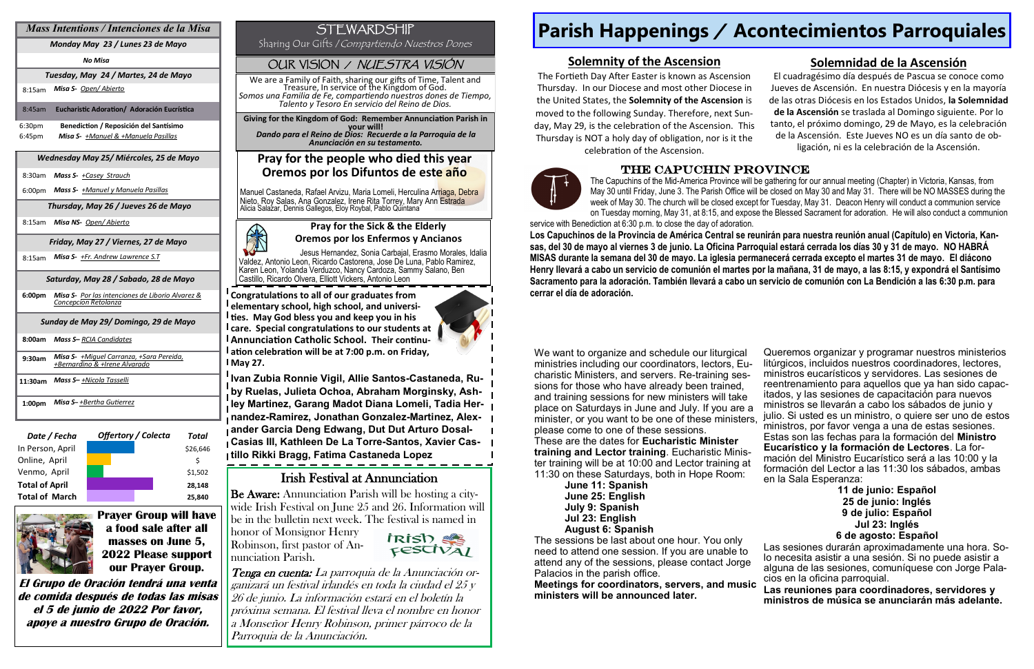## Mass Intentions / Intenciones de la Misa

**Monday May 23 / Lunes 23 de Mayo**

*No Misa*

**Tuesday, May 24 / Martes, 24 de Mayo**

| | |
|---|---|
| 8:15am | Misa S- Open/ Abierto |
| 8:45am | **Eucharistic Adoration/ Adoración Eucrística** |
| 6:30pm | **Benediction / Reposición del Santísimo** |
| 6:45pm | Misa S- +Manuel & +Manuela Pasillas |

**Wednesday May 25/ Miércoles, 25 de Mayo**

| | |
|---|---|
| 8:30am | Mass S- +Casey Strauch |
| 6:00pm | Mass S- +Manuel y Manuela Pasillas |

**Thursday, May 26 / Jueves 26 de Mayo**

| | |
|---|---|
| 8:15am | Misa NS- Open/ Abierto |

**Friday, May 27 / Viernes, 27 de Mayo**

| | |
|---|---|
| 8:15am | Misa S- +Fr. Andrew Lawrence S.T |

**Saturday, May 28 / Sabado, 28 de Mayo**

| | |
|---|---|
| **6:00pm** | Misa S- Por las intenciones de Liborio Alvarez & Concepcion Retolanza |

**Sunday de May 29/ Domingo, 29 de Mayo**

| | |
|---|---|
| **8:00am** | Mass S– RCIA Candidates |
| **9:30am** | Misa S- +Miguel Carranza, +Sara Pereida, +Bernardino & +Irene Alvarado |
| **11:30am** | Mass S– +Nicola Tasselli |
| **1:00pm** | Misa S– +Bertha Gutierrez |

| Date / Fecha | Offertory / Colecta | Total |
|---|---|---|
| In Person, April | | $26,646 |
| Online, April | | $ |
| Venmo, April | | $1,502 |
| **Total of April** | | **28,148** |
| **Total of March** | | **25,840** |

**Prayer Group will have a food sale after all masses on June 5, 2022 Please support our Prayer Group.**

***El Grupo de Oración tendrá una venta de comida después de todas las misas el 5 de junio de 2022 Por favor, apoye a nuestro Grupo de Oración.***

## STEWARDSHIP

Sharing Our Gifts / *Compartiendo Nuestros Dones*

### OUR VISION / NUESTRA VISIÓN

We are a Family of Faith, sharing our gifts of Time, Talent and Treasure, In service of the Kingdom of God.
*Somos una Familia de Fe, compartiendo nuestros dones de Tiempo, Talento y Tesoro En servicio del Reino de Dios.*

**Giving for the Kingdom of God: Remember Annunciation Parish in your will!**
***Dando para el Reino de Dios: Recuerde a la Parroquia de la Anunciación en su testamento.***

### Pray for the people who died this year
### Oremos por los Difuntos de este año

Manuel Castaneda, Rafael Arvizu, Maria Lomeli, Herculina Arriaga, Debra Nieto, Roy Salas, Ana Gonzalez, Irene Rita Torrey, Mary Ann Estrada Alicia Salazar, Dennis Gallegos, Eloy Roybal, Pablo Quintana

**Pray for the Sick & the Elderly**
**Oremos por los Enfermos y Ancianos**

Jesus Hernandez, Sonia Carbajal, Erasmo Morales, Idalia Valdez, Antonio Leon, Ricardo Castorena, Jose De Luna, Pablo Ramirez, Karen Leon, Yolanda Verduzco, Nancy Cardoza, Sammy Salano, Ben Castillo, Ricardo Olvera, Elliott Vickers, Antonio Leon

**Congratulations to all of our graduates from elementary school, high school, and universities. May God bless you and keep you in his care. Special congratulations to our students at Annunciation Catholic School. Their continuation celebration will be at 7:00 p.m. on Friday, May 27.**

**Ivan Zubia Ronnie Vigil, Allie Santos-Castaneda, Ruby Ruelas, Julieta Ochoa, Abraham Morginsky, Ashley Martinez, Garang Madot Diana Lomeli, Tadia Hernandez-Ramirez, Jonathan Gonzalez-Martinez, Alexander Garcia Deng Edwang, Dut Dut Arturo Dosal-Casias III, Kathleen De La Torre-Santos, Xavier Castillo Rikki Bragg, Fatima Castaneda Lopez**

### Irish Festival at Annunciation

**Be Aware:** Annunciation Parish will be hosting a city-wide Irish Festival on June 25 and 26. Information will be in the bulletin next week. The festival is named in honor of Monsignor Henry Robinson, first pastor of Annunciation Parish.

***Tenga en cuenta:*** *La parroquia de la Anunciación organizará un festival irlandés en toda la ciudad el 25 y 26 de junio. La información estará en el boletín la próxima semana. El festival lleva el nombre en honor a Monseñor Henry Robinson, primer párroco de la Parroquia de la Anunciación.*

# Parish Happenings / Acontecimientos Parroquiales

## Solemnity of the Ascension

The Fortieth Day After Easter is known as Ascension Thursday. In our Diocese and most other Diocese in the United States, the **Solemnity of the Ascension** is moved to the following Sunday. Therefore, next Sunday, May 29, is the celebration of the Ascension. This Thursday is NOT a holy day of obligation, nor is it the celebration of the Ascension.

## Solemnidad de la Ascensión

El cuadragésimo día después de Pascua se conoce como Jueves de Ascensión. En nuestra Diócesis y en la mayoría de las otras Diócesis en los Estados Unidos, **la Solemnidad de la Ascensión** se traslada al Domingo siguiente. Por lo tanto, el próximo domingo, 29 de Mayo, es la celebración de la Ascensión. Este Jueves NO es un día santo de obligación, ni es la celebración de la Ascensión.

### THE CAPUCHIN PROVINCE

The Capuchins of the Mid-America Province will be gathering for our annual meeting (Chapter) in Victoria, Kansas, from May 30 until Friday, June 3. The Parish Office will be closed on May 30 and May 31. There will be NO MASSES during the week of May 30. The church will be closed except for Tuesday, May 31. Deacon Henry will conduct a communion service on Tuesday morning, May 31, at 8:15, and expose the Blessed Sacrament for adoration. He will also conduct a communion service with Benediction at 6:30 p.m. to close the day of adoration.

**Los Capuchinos de la Provincia de América Central se reunirán para nuestra reunión anual (Capítulo) en Victoria, Kansas, del 30 de mayo al viernes 3 de junio. La Oficina Parroquial estará cerrada los días 30 y 31 de mayo. NO HABRÁ MISAS durante la semana del 30 de mayo. La iglesia permanecerá cerrada excepto el martes 31 de mayo. El diácono Henry llevará a cabo un servicio de comunión el martes por la mañana, 31 de mayo, a las 8:15, y expondrá el Santísimo Sacramento para la adoración. También llevará a cabo un servicio de comunión con La Bendición a las 6:30 p.m. para cerrar el día de adoración.**

We want to organize and schedule our liturgical ministries including our coordinators, lectors, Eucharistic Ministers, and servers. Re-training sessions for those who have already been trained, and training sessions for new ministers will take place on Saturdays in June and July. If you are a minister, or you want to be one of these ministers, please come to one of these sessions.
These are the dates for **Eucharistic Minister training and Lector training**. Eucharistic Minister training will be at 10:00 and Lector training at 11:30 on these Saturdays, both in Hope Room:

**June 11: Spanish**
**June 25: English**
**July 9: Spanish**
**Jul 23: English**
**August 6: Spanish**

The sessions be last about one hour. You only need to attend one session. If you are unable to attend any of the sessions, please contact Jorge Palacios in the parish office.
**Meetings for coordinators, servers, and music ministers will be announced later.**

Queremos organizar y programar nuestros ministerios litúrgicos, incluidos nuestros coordinadores, lectores, ministros eucarísticos y servidores. Las sesiones de reentrenamiento para aquellos que ya han sido capacitados, y las sesiones de capacitación para nuevos ministros se llevarán a cabo los sábados de junio y julio. Si usted es un ministro, o quiere ser uno de estos ministros, por favor venga a una de estas sesiones.
Estas son las fechas para la formación del **Ministro Eucarístico y la formación de Lectores**. La formación del Ministro Eucarístico será a las 10:00 y la formación del Lector a las 11:30 los sábados, ambas en la Sala Esperanza:

**11 de junio: Español**
**25 de junio: Inglés**
**9 de julio: Español**
**Jul 23: Inglés**
**6 de agosto: Español**

Las sesiones durarán aproximadamente una hora. Solo necesita asistir a una sesión. Si no puede asistir a alguna de las sesiones, comuníquese con Jorge Palacios en la oficina parroquial.
**Las reuniones para coordinadores, servidores y ministros de música se anunciarán más adelante.**